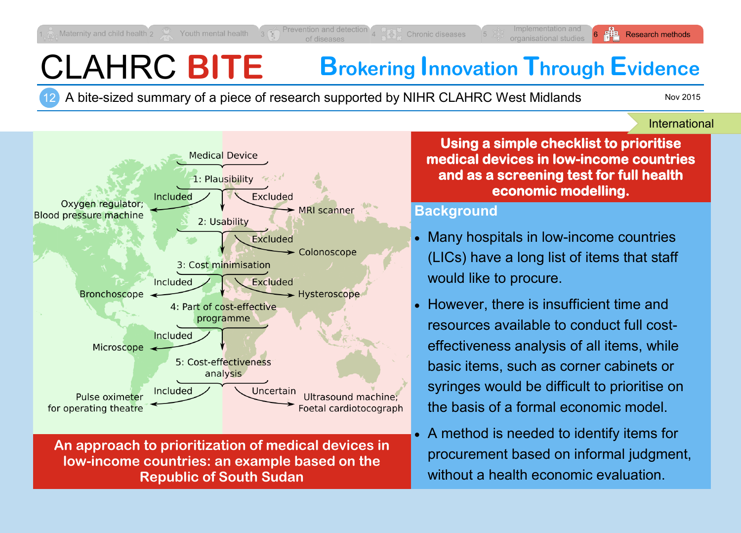Maternity and child health | Youth mental health | Prevention and detection of diseases | Chronic diseases | Implementation and organisational studies | **Research methods**

# CLAHRC BITE

## Brokering Innovation Through Evidence

12 A bite-sized summary of a piece of research supported by NIHR CLAHRC West Midlands

Nov 2015

International

Medical Device

1: Plausibility
- Included → Oxygen regulator; Blood pressure machine
- Excluded → MRI scanner

2: Usability
- Excluded → Colonoscope

3: Cost minimisation
- Included → Bronchoscope
- Excluded → Hysteroscope

4: Part of cost-effective programme
- Included → Microscope

5: Cost-effectiveness analysis
- Included → Pulse oximeter for operating theatre
- Uncertain → Ultrasound machine; Foetal cardiotocograph

**An approach to prioritization of medical devices in low-income countries: an example based on the Republic of South Sudan**

## Using a simple checklist to prioritise medical devices in low-income countries and as a screening test for full health economic modelling.

### Background

- Many hospitals in low-income countries (LICs) have a long list of items that staff would like to procure.
- However, there is insufficient time and resources available to conduct full cost-effectiveness analysis of all items, while basic items, such as corner cabinets or syringes would be difficult to prioritise on the basis of a formal economic model.
- A method is needed to identify items for procurement based on informal judgment, without a health economic evaluation.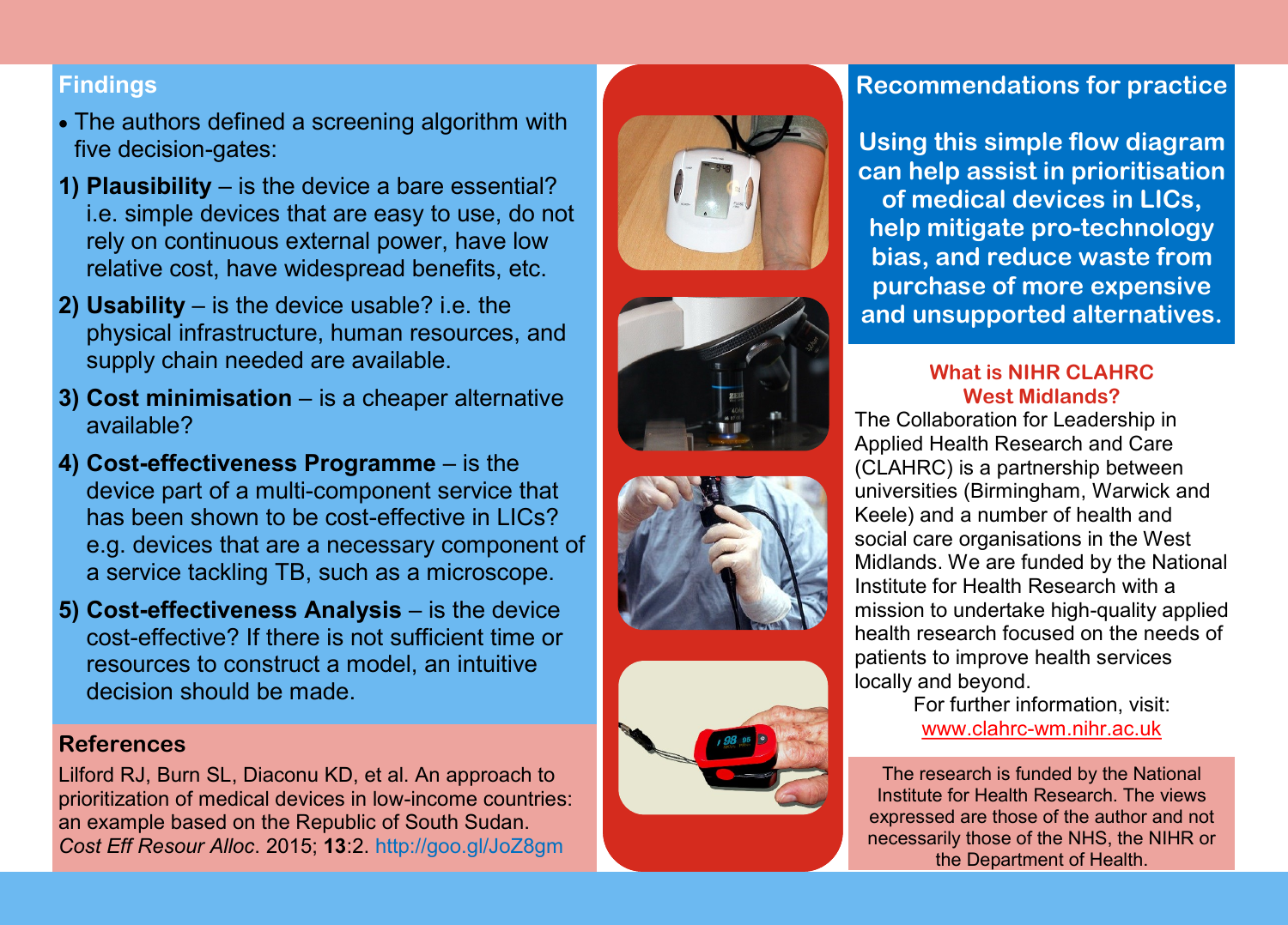## Findings

- The authors defined a screening algorithm with five decision-gates:

**1) Plausibility** – is the device a bare essential? i.e. simple devices that are easy to use, do not rely on continuous external power, have low relative cost, have widespread benefits, etc.

**2) Usability** – is the device usable? i.e. the physical infrastructure, human resources, and supply chain needed are available.

**3) Cost minimisation** – is a cheaper alternative available?

**4) Cost-effectiveness Programme** – is the device part of a multi-component service that has been shown to be cost-effective in LICs? e.g. devices that are a necessary component of a service tackling TB, such as a microscope.

**5) Cost-effectiveness Analysis** – is the device cost-effective? If there is not sufficient time or resources to construct a model, an intuitive decision should be made.

## References

Lilford RJ, Burn SL, Diaconu KD, et al. An approach to prioritization of medical devices in low-income countries: an example based on the Republic of South Sudan. *Cost Eff Resour Alloc*. 2015; **13**:2. http://goo.gl/JoZ8gm

## Recommendations for practice

**Using this simple flow diagram can help assist in prioritisation of medical devices in LICs, help mitigate pro-technology bias, and reduce waste from purchase of more expensive and unsupported alternatives.**

### What is NIHR CLAHRC West Midlands?

The Collaboration for Leadership in Applied Health Research and Care (CLAHRC) is a partnership between universities (Birmingham, Warwick and Keele) and a number of health and social care organisations in the West Midlands. We are funded by the National Institute for Health Research with a mission to undertake high-quality applied health research focused on the needs of patients to improve health services locally and beyond.

For further information, visit: www.clahrc-wm.nihr.ac.uk

The research is funded by the National Institute for Health Research. The views expressed are those of the author and not necessarily those of the NHS, the NIHR or the Department of Health.